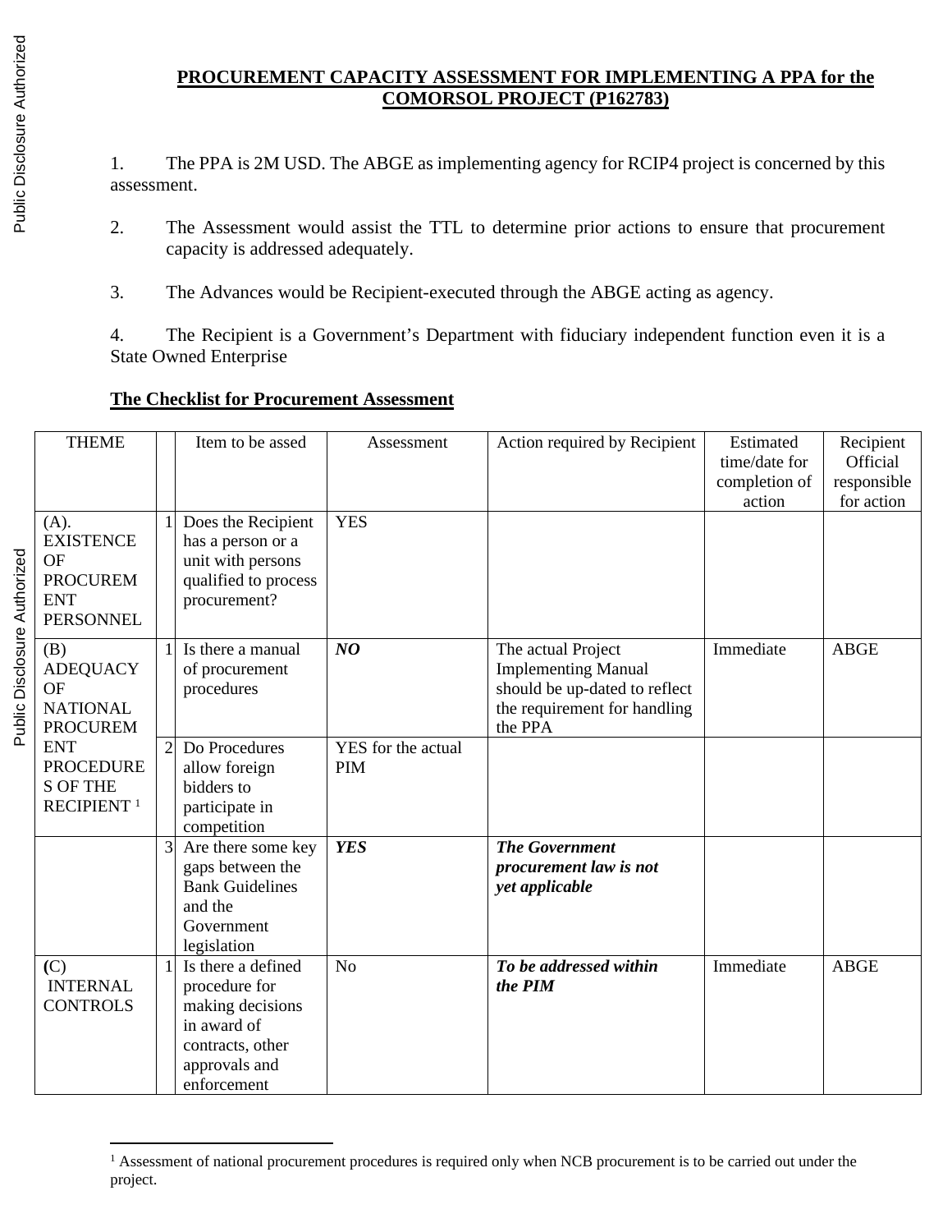## PROCUREMENT CAPACITY ASSESSMENT FOR IMPLEMENTING A PPA for the COMORSOL PROJECT (P162783)

1. The PPA is 2M USD. The ABGE as implementing agency for RCIP4 project is concerned by this assessment.

2. The Assessment would assist the TTL to determine prior actions to ensure that procurement capacity is addressed adequately.

3. The Advances would be Recipient-executed through the ABGE acting as agency.

4. The Recipient is a Government's Department with fiduciary independent function even it is a State Owned Enterprise

**The Checklist for Procurement Assessment**

| THEME | | Item to be assed | Assessment | Action required by Recipient | Estimated time/date for completion of action | Recipient Official responsible for action |
|---|---|---|---|---|---|---|
| (A). EXISTENCE OF PROCUREMENT PERSONNEL | 1 | Does the Recipient has a person or a unit with persons qualified to process procurement? | YES | | | |
| (B) ADEQUACY OF NATIONAL PROCUREMENT PROCEDURES OF THE RECIPIENT [1] | 1 | Is there a manual of procurement procedures | ***NO*** | The actual Project Implementing Manual should be up-dated to reflect the requirement for handling the PPA | Immediate | ABGE |
| | 2 | Do Procedures allow foreign bidders to participate in competition | YES for the actual PIM | | | |
| | 3 | Are there some key gaps between the Bank Guidelines and the Government legislation | ***YES*** | ***The Government procurement law is not yet applicable*** | | |
| (C) INTERNAL CONTROLS | 1 | Is there a defined procedure for making decisions in award of contracts, other approvals and enforcement | No | ***To be addressed within the PIM*** | Immediate | ABGE |

[1] Assessment of national procurement procedures is required only when NCB procurement is to be carried out under the project.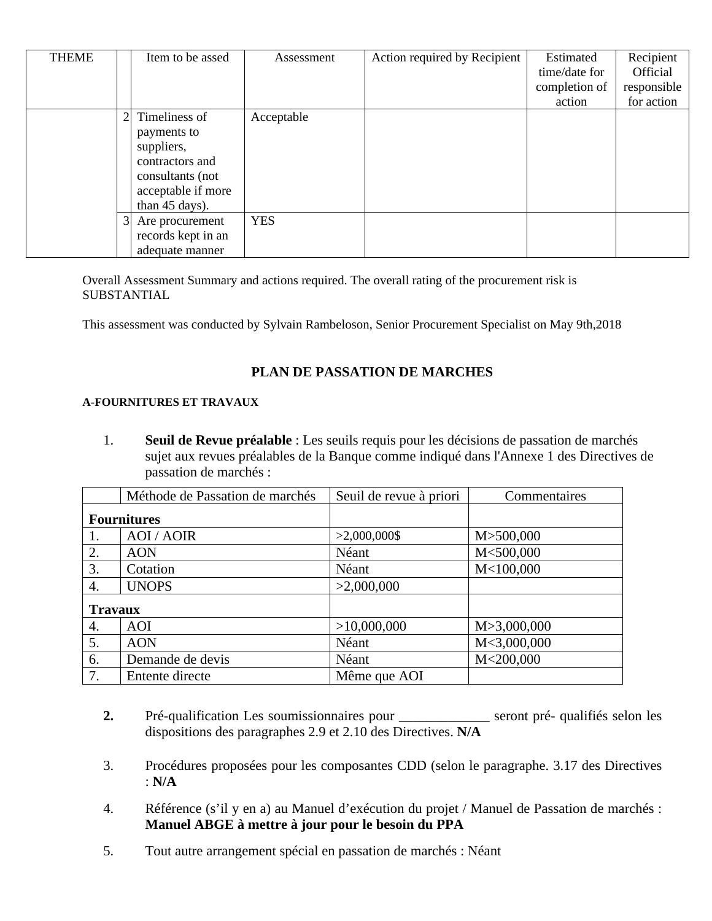| THEME | | Item to be assed | Assessment | Action required by Recipient | Estimated time/date for completion of action | Recipient Official responsible for action |
|---|---|---|---|---|---|---|
| | 2 | Timeliness of payments to suppliers, contractors and consultants (not acceptable if more than 45 days). | Acceptable | | | |
| | 3 | Are procurement records kept in an adequate manner | YES | | | |

Overall Assessment Summary and actions required. The overall rating of the procurement risk is SUBSTANTIAL

This assessment was conducted by Sylvain Rambeloson, Senior Procurement Specialist on May 9th,2018

## PLAN DE PASSATION DE MARCHES

#### A-FOURNITURES ET TRAVAUX

1. **Seuil de Revue préalable** : Les seuils requis pour les décisions de passation de marchés sujet aux revues préalables de la Banque comme indiqué dans l'Annexe 1 des Directives de passation de marchés :

| | Méthode de Passation de marchés | Seuil de revue à priori | Commentaires |
|---|---|---|---|
| **Fournitures** | | | |
| 1. | AOI / AOIR | >2,000,000$ | M>500,000 |
| 2. | AON | Néant | M<500,000 |
| 3. | Cotation | Néant | M<100,000 |
| 4. | UNOPS | >2,000,000 | |
| **Travaux** | | | |
| 4. | AOI | >10,000,000 | M>3,000,000 |
| 5. | AON | Néant | M<3,000,000 |
| 6. | Demande de devis | Néant | M<200,000 |
| 7. | Entente directe | Même que AOI | |

2. Pré-qualification Les soumissionnaires pour _____________ seront pré- qualifiés selon les dispositions des paragraphes 2.9 et 2.10 des Directives. **N/A**

3. Procédures proposées pour les composantes CDD (selon le paragraphe. 3.17 des Directives : **N/A**

4. Référence (s'il y en a) au Manuel d'exécution du projet / Manuel de Passation de marchés : **Manuel ABGE à mettre à jour pour le besoin du PPA**

5. Tout autre arrangement spécial en passation de marchés : Néant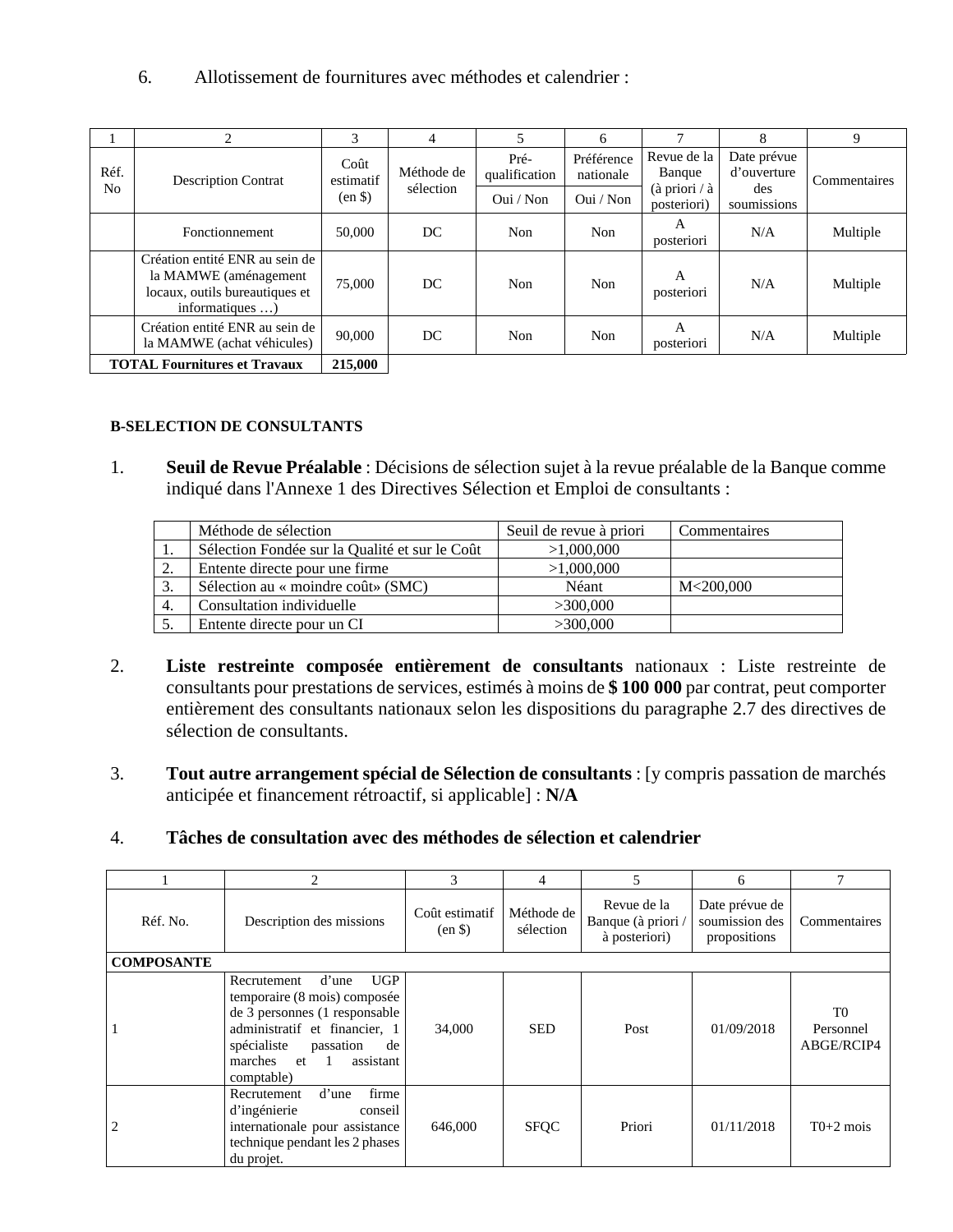6. Allotissement de fournitures avec méthodes et calendrier :

| 1 | 2 | 3 | 4 | 5 | 6 | 7 | 8 | 9 |
|---|---|---|---|---|---|---|---|---|
| Réf. No | Description Contrat | Coût estimatif (en $) | Méthode de sélection | Pré-qualification | Préférence nationale | Revue de la Banque (à priori / à posteriori) | Date prévue d'ouverture des soumissions | Commentaires |
| | | | | Oui / Non | Oui / Non | | | |
| | Fonctionnement | 50,000 | DC | Non | Non | A posteriori | N/A | Multiple |
| | Création entité ENR au sein de la MAMWE (aménagement locaux, outils bureautiques et informatiques …) | 75,000 | DC | Non | Non | A posteriori | N/A | Multiple |
| | Création entité ENR au sein de la MAMWE (achat véhicules) | 90,000 | DC | Non | Non | A posteriori | N/A | Multiple |
| **TOTAL Fournitures et Travaux** | | **215,000** | | | | | | |

**B-SELECTION DE CONSULTANTS**

1. **Seuil de Revue Préalable** : Décisions de sélection sujet à la revue préalable de la Banque comme indiqué dans l'Annexe 1 des Directives Sélection et Emploi de consultants :

| | Méthode de sélection | Seuil de revue à priori | Commentaires |
|---|---|---|---|
| 1. | Sélection Fondée sur la Qualité et sur le Coût | >1,000,000 | |
| 2. | Entente directe pour une firme | >1,000,000 | |
| 3. | Sélection au « moindre coût» (SMC) | Néant | M<200,000 |
| 4. | Consultation individuelle | >300,000 | |
| 5. | Entente directe pour un CI | >300,000 | |

2. **Liste restreinte composée entièrement de consultants** nationaux : Liste restreinte de consultants pour prestations de services, estimés à moins de **$ 100 000** par contrat, peut comporter entièrement des consultants nationaux selon les dispositions du paragraphe 2.7 des directives de sélection de consultants.

3. **Tout autre arrangement spécial de Sélection de consultants** : [y compris passation de marchés anticipée et financement rétroactif, si applicable] : **N/A**

4. **Tâches de consultation avec des méthodes de sélection et calendrier**

| 1 | 2 | 3 | 4 | 5 | 6 | 7 |
|---|---|---|---|---|---|---|
| Réf. No. | Description des missions | Coût estimatif (en $) | Méthode de sélection | Revue de la Banque (à priori / à posteriori) | Date prévue de soumission des propositions | Commentaires |
| **COMPOSANTE** | | | | | | |
| 1 | Recrutement d'une UGP temporaire (8 mois) composée de 3 personnes (1 responsable administratif et financier, 1 spécialiste passation de marches et 1 assistant comptable) | 34,000 | SED | Post | 01/09/2018 | T0 Personnel ABGE/RCIP4 |
| 2 | Recrutement d'une firme d'ingénierie conseil internationale pour assistance technique pendant les 2 phases du projet. | 646,000 | SFQC | Priori | 01/11/2018 | T0+2 mois |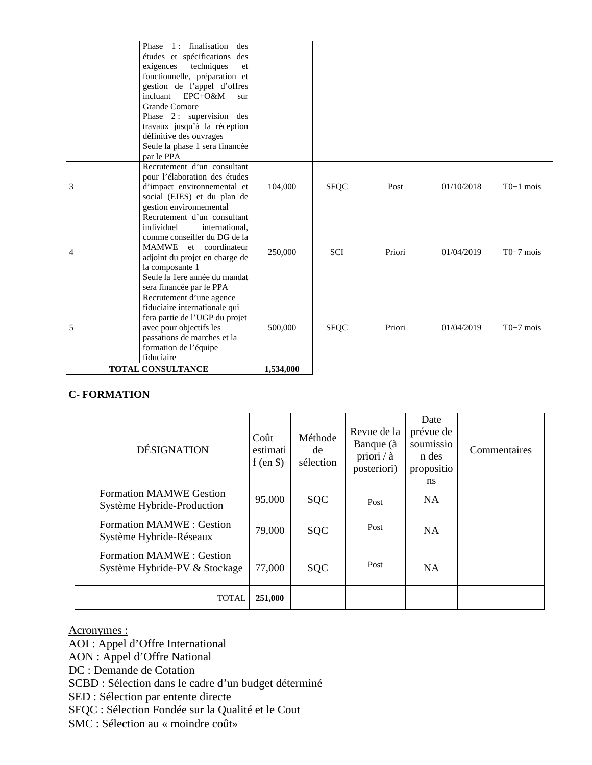| | | | | | | |
|---|---|---|---|---|---|---|
| | Phase 1 : finalisation des études et spécifications des exigences techniques et fonctionnelle, préparation et gestion de l'appel d'offres incluant EPC+O&M sur Grande Comore<br>Phase 2 : supervision des travaux jusqu'à la réception définitive des ouvrages<br>Seule la phase 1 sera financée par le PPA | | | | | |
| 3 | Recrutement d'un consultant pour l'élaboration des études d'impact environnemental et social (EIES) et du plan de gestion environnemental | 104,000 | SFQC | Post | 01/10/2018 | T0+1 mois |
| 4 | Recrutement d'un consultant individuel international, comme conseiller du DG de la MAMWE et coordinateur adjoint du projet en charge de la composante 1<br>Seule la 1ere année du mandat sera financée par le PPA | 250,000 | SCI | Priori | 01/04/2019 | T0+7 mois |
| 5 | Recrutement d'une agence fiduciaire internationale qui fera partie de l'UGP du projet avec pour objectifs les passations de marches et la formation de l'équipe fiduciaire | 500,000 | SFQC | Priori | 01/04/2019 | T0+7 mois |
| **TOTAL CONSULTANCE** | | **1,534,000** | | | | |

**C- FORMATION**

| | DÉSIGNATION | Coût estimatif (en $) | Méthode de sélection | Revue de la Banque (à priori / à posteriori) | Date prévue de soumission des propositions | Commentaires |
|---|---|---|---|---|---|---|
| | Formation MAMWE Gestion Système Hybride-Production | 95,000 | SQC | Post | NA | |
| | Formation MAMWE : Gestion Système Hybride-Réseaux | 79,000 | SQC | Post | NA | |
| | Formation MAMWE : Gestion Système Hybride-PV & Stockage | 77,000 | SQC | Post | NA | |
| | TOTAL | **251,000** | | | | |

Acronymes :

AOI : Appel d'Offre International
AON : Appel d'Offre National
DC : Demande de Cotation
SCBD : Sélection dans le cadre d'un budget déterminé
SED : Sélection par entente directe
SFQC : Sélection Fondée sur la Qualité et le Cout
SMC : Sélection au « moindre coût»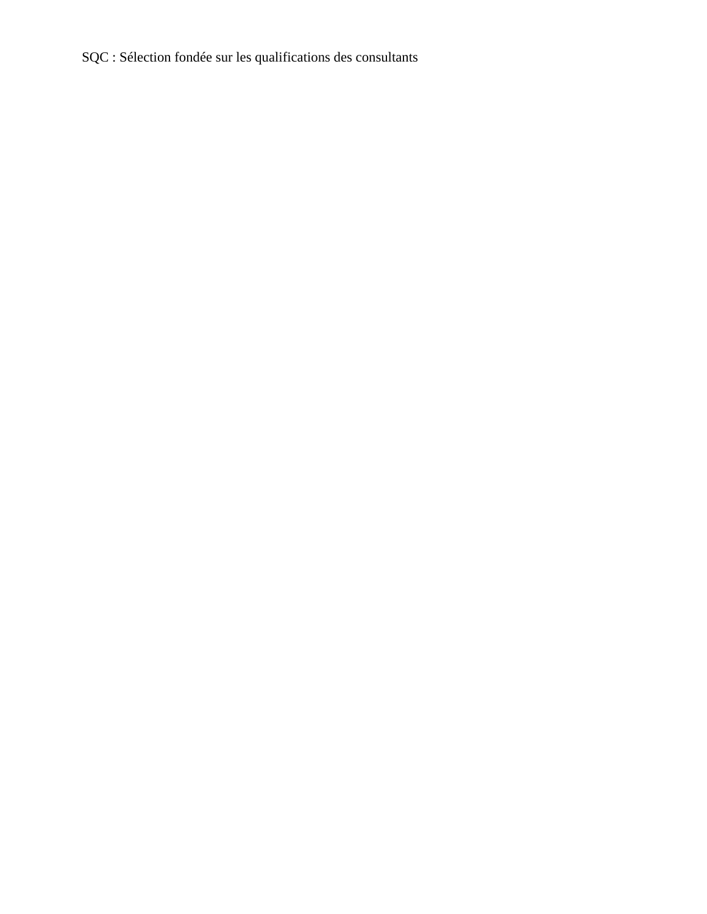SQC : Sélection fondée sur les qualifications des consultants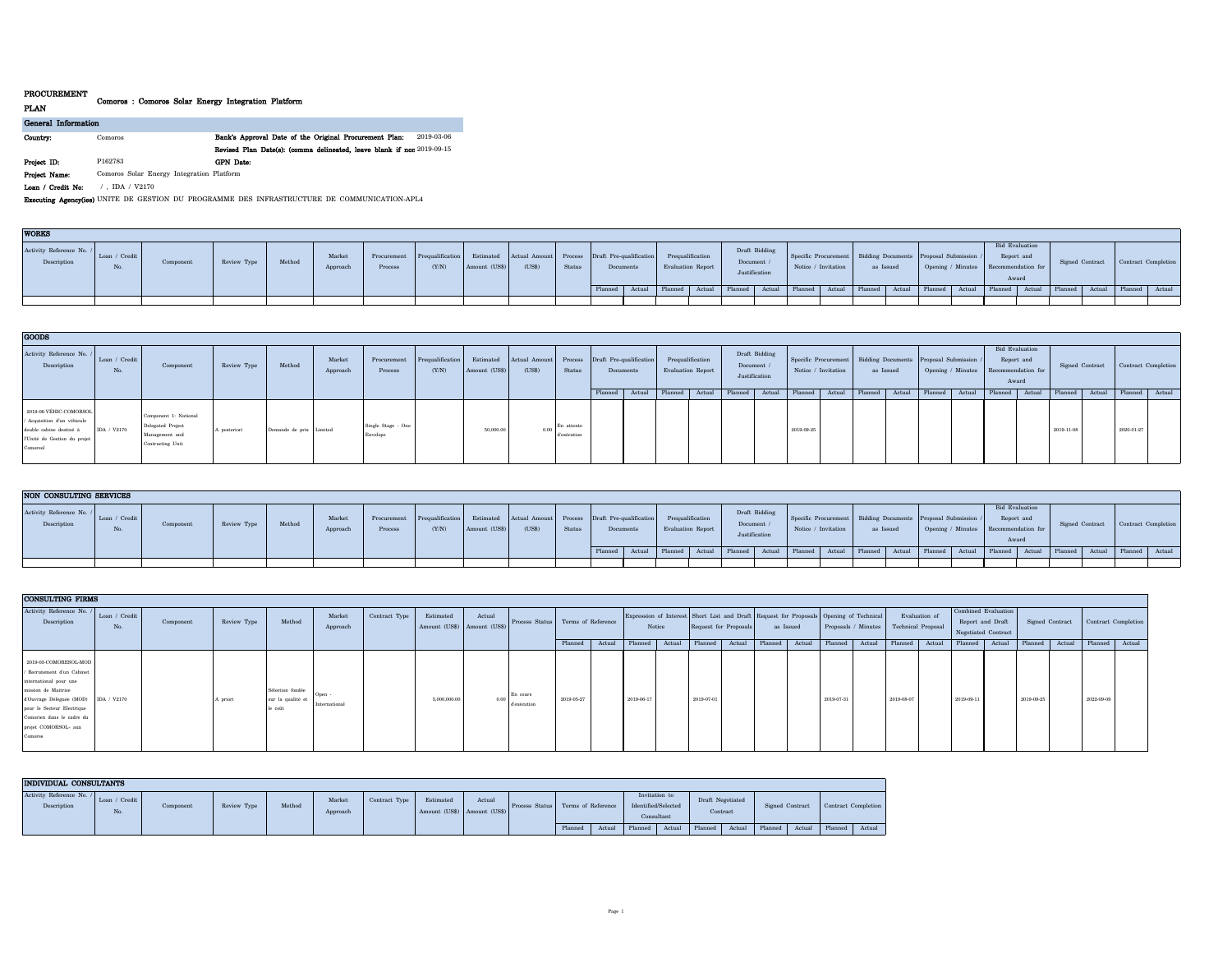**PROCUREMENT PLAN**

**Comoros : Comoros Solar Energy Integration Platform**

**General Information**

**Country:** Comoros

**Bank's Approval Date of the Original Procurement Plan:** 2019-03-06

**Revised Plan Date(s): (comma delineated, leave blank if none)** 2019-09-15

**Project ID:** P162783

**GPN Date:**

**Project Name:** Comoros Solar Energy Integration Platform

**Loan / Credit No:** / , IDA / V2170

**Executing Agency(ies)** UNITE DE GESTION DU PROGRAMME DES INFRASTRUCTURE DE COMMUNICATION-APL4

**WORKS**

| Activity Reference No. / Description | Loan / Credit No. | Component | Review Type | Method | Market Approach | Procurement Process | Prequalification (Y/N) | Estimated Amount (US$) | Actual Amount (US$) | Process Status | Draft Pre-qualification Documents | | Prequalification Evaluation Report | | Draft Bidding Document / Justification | | Specific Procurement Notice / Invitation | | Bidding Documents as Issued | | Proposal Submission / Opening / Minutes | | Bid Evaluation Report and Recommendation for Award | | Signed Contract | | Contract Completion | |
|---|---|---|---|---|---|---|---|---|---|---|---|---|---|---|---|---|---|---|---|---|---|---|---|---|---|---|---|---|
| | | | | | | | | | | | Planned | Actual | Planned | Actual | Planned | Actual | Planned | Actual | Planned | Actual | Planned | Actual | Planned | Actual | Planned | Actual | Planned | Actual |

**GOODS**

| Activity Reference No. / Description | Loan / Credit No. | Component | Review Type | Method | Market Approach | Procurement Process | Prequalification (Y/N) | Estimated Amount (US$) | Actual Amount (US$) | Process Status | Draft Pre-qualification Documents | | Prequalification Evaluation Report | | Draft Bidding Document / Justification | | Specific Procurement Notice / Invitation | | Bidding Documents as Issued | | Proposal Submission / Opening / Minutes | | Bid Evaluation Report and Recommendation for Award | | Signed Contract | | Contract Completion | |
|---|---|---|---|---|---|---|---|---|---|---|---|---|---|---|---|---|---|---|---|---|---|---|---|---|---|---|---|---|
| | | | | | | | | | | | Planned | Actual | Planned | Actual | Planned | Actual | Planned | Actual | Planned | Actual | Planned | Actual | Planned | Actual | Planned | Actual | Planned | Actual |
| 2019-06-VEHIC-COMORSOL / Acquisition d'un véhicule double cabine destiné à l'Unité de Gestion du projet Comorsol | IDA / V2170 | Component 1: National Delegated Project Management and Contracting Unit | A posteriori | Demande de prix | Limited | Single Stage - One Envelope | | 50,000.00 | 0.00 | En attente d'exécution | | | | | | | 2019-09-25 | | | | | | | | 2019-11-08 | | 2020-01-27 | |

**NON CONSULTING SERVICES**

| Activity Reference No. / Description | Loan / Credit No. | Component | Review Type | Method | Market Approach | Procurement Process | Prequalification (Y/N) | Estimated Amount (US$) | Actual Amount (US$) | Process Status | Draft Pre-qualification Documents | | Prequalification Evaluation Report | | Draft Bidding Document / Justification | | Specific Procurement Notice / Invitation | | Bidding Documents as Issued | | Proposal Submission / Opening / Minutes | | Bid Evaluation Report and Recommendation for Award | | Signed Contract | | Contract Completion | |
|---|---|---|---|---|---|---|---|---|---|---|---|---|---|---|---|---|---|---|---|---|---|---|---|---|---|---|---|---|
| | | | | | | | | | | | Planned | Actual | Planned | Actual | Planned | Actual | Planned | Actual | Planned | Actual | Planned | Actual | Planned | Actual | Planned | Actual | Planned | Actual |

**CONSULTING FIRMS**

| Activity Reference No. / Description | Loan / Credit No. | Component | Review Type | Method | Market Approach | Contract Type | Estimated Amount (US$) | Actual Amount (US$) | Process Status | Terms of Reference | | Expression of Interest Notice | | Short List and Draft Request for Proposals | | Request for Proposals as Issued | | Opening of Technical Proposals / Minutes | | Evaluation of Technical Proposal | | Combined Evaluation Report and Draft Negotiated Contract | | Signed Contract | | Contract Completion | |
|---|---|---|---|---|---|---|---|---|---|---|---|---|---|---|---|---|---|---|---|---|---|---|---|---|---|---|---|
| | | | | | | | | | | Planned | Actual | Planned | Actual | Planned | Actual | Planned | Actual | Planned | Actual | Planned | Actual | Planned | Actual | Planned | Actual | Planned | Actual |
| 2019-03-COMORESOL-MOD / Recrutement d'un Cabinet international pour une mission de Maitrise d'Ouvrage Déléguée (MOD) pour le Secteur Electrique Comorien dans le cadre du projet COMORSOL- aux Comores | IDA / V2170 | | A priori | Sélection fondée sur la qualité et le coût | Open - International | | 5,000,000.00 | 0.00 | En cours d'exécution | 2019-05-27 | | 2019-06-17 | | 2019-07-01 | | | | 2019-07-31 | | 2019-08-07 | | 2019-09-11 | | 2019-09-25 | | 2022-09-09 | |

**INDIVIDUAL CONSULTANTS**

| Activity Reference No. / Description | Loan / Credit No. | Component | Review Type | Method | Market Approach | Contract Type | Estimated Amount (US$) | Actual Amount (US$) | Process Status | Terms of Reference | | Invitation to Identified/Selected Consultant | | Draft Negotiated Contract | | Signed Contract | | Contract Completion | |
|---|---|---|---|---|---|---|---|---|---|---|---|---|---|---|---|---|---|---|---|
| | | | | | | | | | | Planned | Actual | Planned | Actual | Planned | Actual | Planned | Actual | Planned | Actual |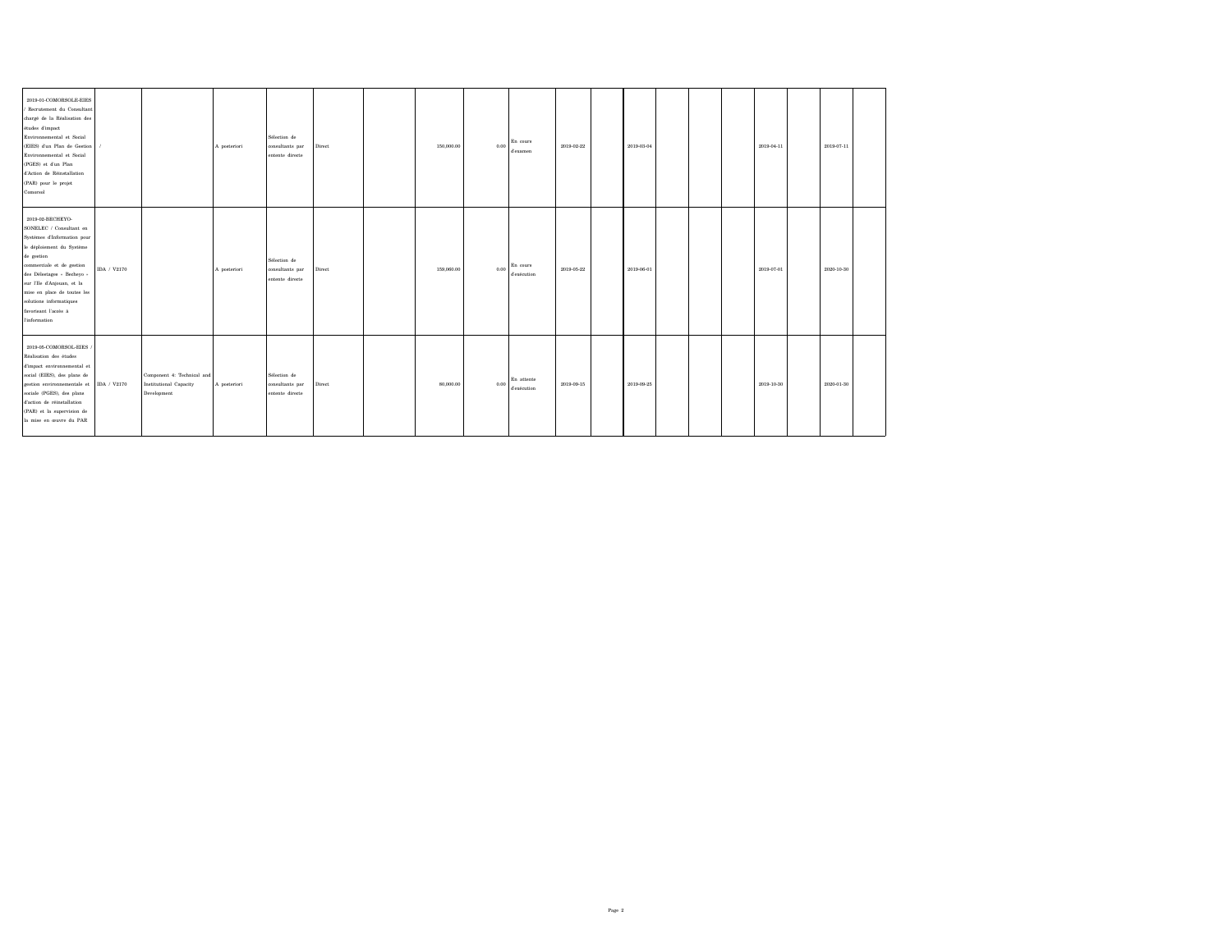| | | | | | | | | | | | | | | | | | | | |
|---|---|---|---|---|---|---|---|---|---|---|---|---|---|---|---|---|---|---|---|
| 2019-01-COMORSOLE-EIES / Recrutement du Consultant chargé de la Réalisation des études d'impact Environnemental et Social (EIES) d'un Plan de Gestion Environnemental et Social (PGES) et d'un Plan d'Action de Réinstallation (PAR) pour le projet Comorsol | / | | A posteriori | Sélection de consultants par entente directe | Direct | | 150,000.00 | 0.00 | En cours d'examen | 2019-02-22 | | 2019-03-04 | | | | 2019-04-11 | | 2019-07-11 | |
| 2019-02-BECHEYO-SONELEC / Consultant en Systèmes d'Information pour le déploiement du Système de gestion commerciale et de gestion des Délestages « Becheyo » sur l'Ile d'Anjouan, et la mise en place de toutes les solutions informatiques favorisant l'accès à l'information | IDA / V2170 | | A posteriori | Sélection de consultants par entente directe | Direct | | 159,060.00 | 0.00 | En cours d'exécution | 2019-05-22 | | 2019-06-01 | | | | 2019-07-01 | | 2020-10-30 | |
| 2019-05-COMORSOL-EIES / Réalisation des études d'impact environnemental et social (EIES), des plans de gestion environnementale et sociale (PGES), des plans d'action de réinstallation (PAR) et la supervision de la mise en œuvre du PAR | IDA / V2170 | Component 4: Technical and Institutional Capacity Development | A posteriori | Sélection de consultants par entente directe | Direct | | 80,000.00 | 0.00 | En attente d'exécution | 2019-09-15 | | 2019-09-25 | | | | 2019-10-30 | | 2020-01-30 | |